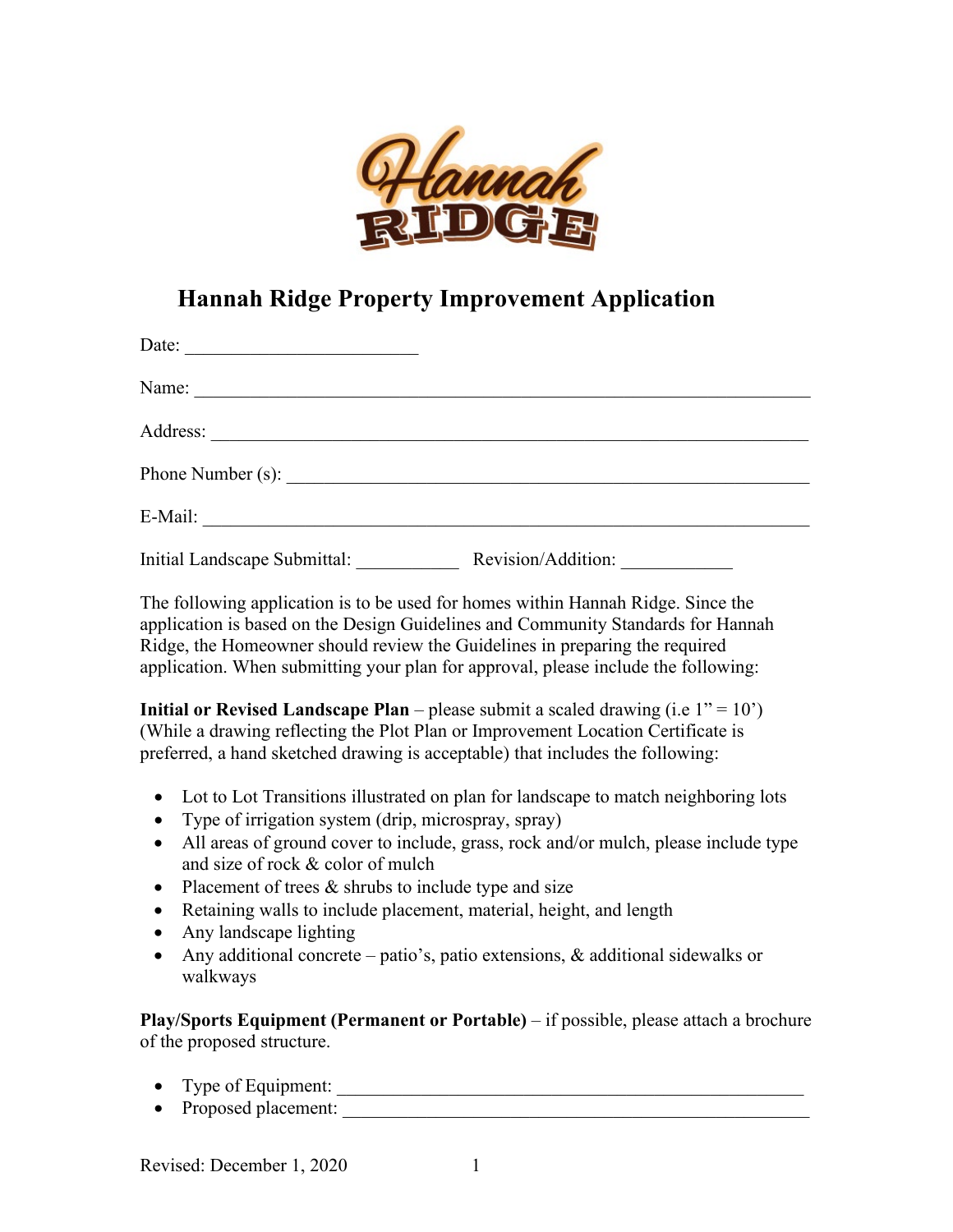# Hannah Ridge Property Improvement Application

Date: ________________________

Name: ________________________________________________________________

Address: ______________________________________________________________

Phone Number (s): ______________________________________________________

E-Mail: _______________________________________________________________

Initial Landscape Submittal: ___________ Revision/Addition: ___________

The following application is to be used for homes within Hannah Ridge. Since the application is based on the Design Guidelines and Community Standards for Hannah Ridge, the Homeowner should review the Guidelines in preparing the required application. When submitting your plan for approval, please include the following:

**Initial or Revised Landscape Plan** – please submit a scaled drawing (i.e 1" = 10') (While a drawing reflecting the Plot Plan or Improvement Location Certificate is preferred, a hand sketched drawing is acceptable) that includes the following:

- Lot to Lot Transitions illustrated on plan for landscape to match neighboring lots
- Type of irrigation system (drip, microspray, spray)
- All areas of ground cover to include, grass, rock and/or mulch, please include type and size of rock & color of mulch
- Placement of trees & shrubs to include type and size
- Retaining walls to include placement, material, height, and length
- Any landscape lighting
- Any additional concrete – patio's, patio extensions, & additional sidewalks or walkways

**Play/Sports Equipment (Permanent or Portable)** – if possible, please attach a brochure of the proposed structure.

- Type of Equipment: _______________________________________________
- Proposed placement: _______________________________________________

Revised: December 1, 2020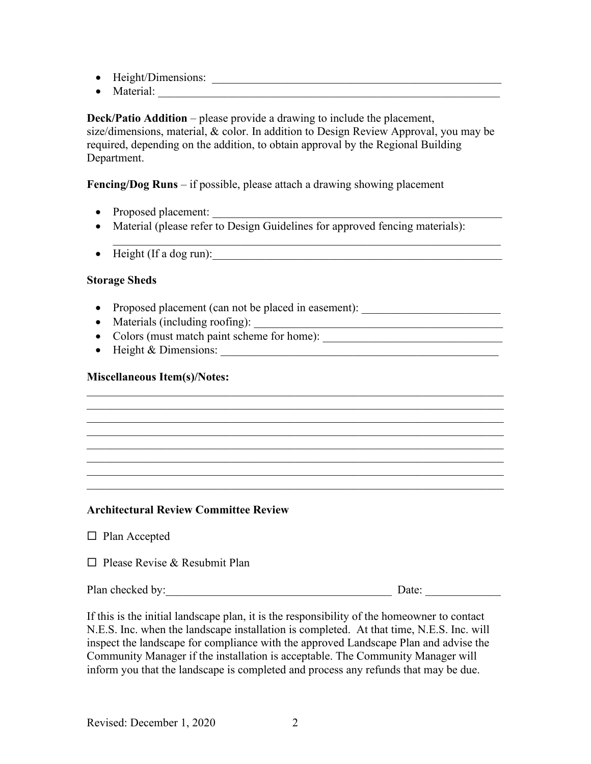- Height/Dimensions: ____________________________________________________
- Material: ___________________________________________________________

**Deck/Patio Addition** – please provide a drawing to include the placement, size/dimensions, material, & color. In addition to Design Review Approval, you may be required, depending on the addition, to obtain approval by the Regional Building Department.

**Fencing/Dog Runs** – if possible, please attach a drawing showing placement

- Proposed placement: ____________________________________________________
- Material (please refer to Design Guidelines for approved fencing materials): _____________________________________________________________________
- Height (If a dog run):___________________________________________________

**Storage Sheds**

- Proposed placement (can not be placed in easement): ________________________
- Materials (including roofing): ____________________________________________
- Colors (must match paint scheme for home): _______________________________
- Height & Dimensions: _________________________________________________

**Miscellaneous Item(s)/Notes:**

__________________________________________________________________________
__________________________________________________________________________
__________________________________________________________________________
__________________________________________________________________________
__________________________________________________________________________
__________________________________________________________________________
__________________________________________________________________________
__________________________________________________________________________

**Architectural Review Committee Review**

☐ Plan Accepted

☐ Please Revise & Resubmit Plan

Plan checked by:________________________________________ Date: _____________

If this is the initial landscape plan, it is the responsibility of the homeowner to contact N.E.S. Inc. when the landscape installation is completed. At that time, N.E.S. Inc. will inspect the landscape for compliance with the approved Landscape Plan and advise the Community Manager if the installation is acceptable. The Community Manager will inform you that the landscape is completed and process any refunds that may be due.

Revised: December 1, 2020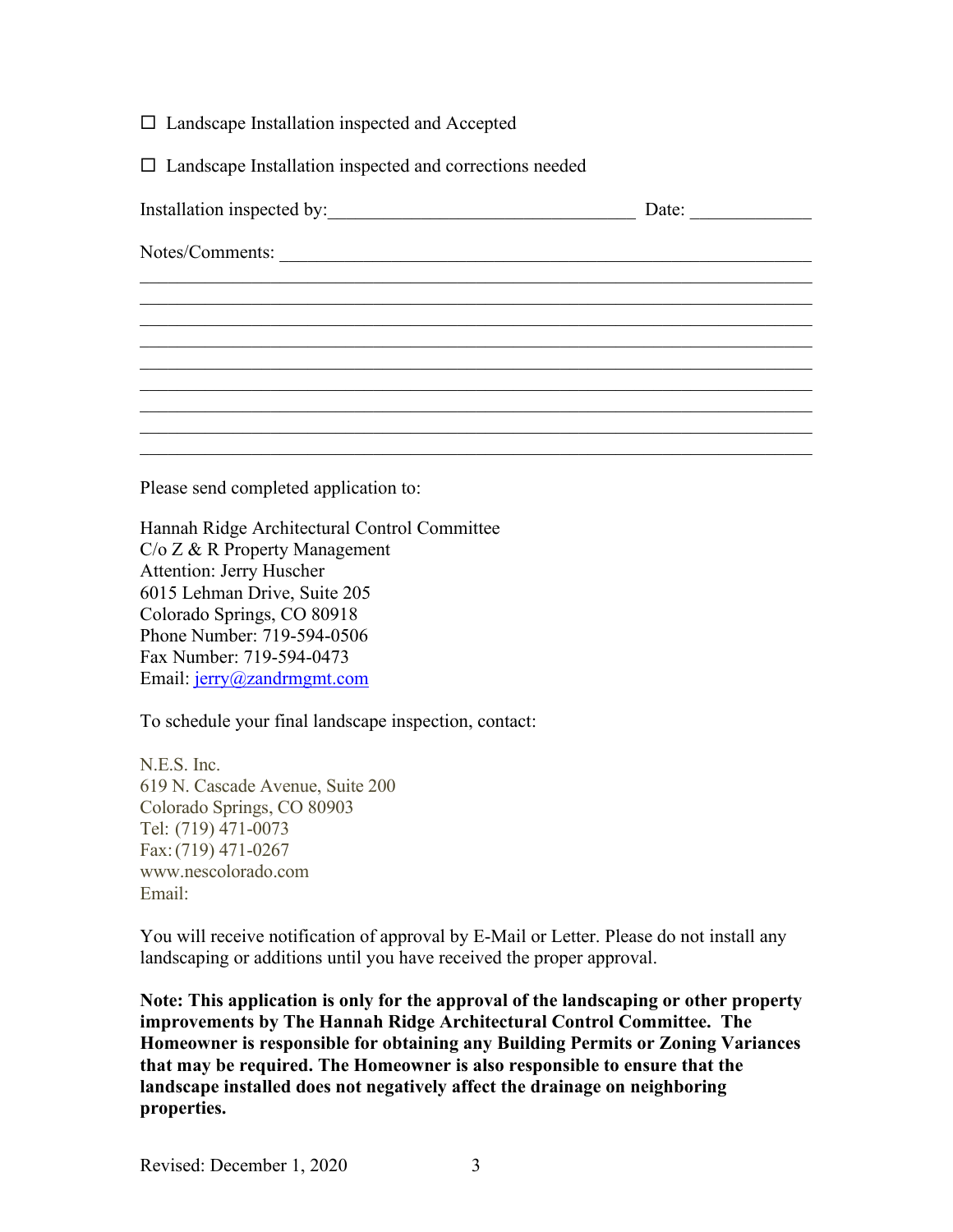☐ Landscape Installation inspected and Accepted

☐ Landscape Installation inspected and corrections needed

Installation inspected by:________________________________ Date: ____________

Notes/Comments: ______________________________________________________
________________________________________________________________________
________________________________________________________________________
________________________________________________________________________
________________________________________________________________________
________________________________________________________________________
________________________________________________________________________
________________________________________________________________________
________________________________________________________________________
________________________________________________________________________

Please send completed application to:

Hannah Ridge Architectural Control Committee
C/o Z & R Property Management
Attention: Jerry Huscher
6015 Lehman Drive, Suite 205
Colorado Springs, CO 80918
Phone Number: 719-594-0506
Fax Number: 719-594-0473
Email: jerry@zandrmgmt.com

To schedule your final landscape inspection, contact:

N.E.S. Inc.
619 N. Cascade Avenue, Suite 200
Colorado Springs, CO 80903
Tel: (719) 471-0073
Fax: (719) 471-0267
www.nescolorado.com
Email:

You will receive notification of approval by E-Mail or Letter. Please do not install any landscaping or additions until you have received the proper approval.

**Note: This application is only for the approval of the landscaping or other property improvements by The Hannah Ridge Architectural Control Committee. The Homeowner is responsible for obtaining any Building Permits or Zoning Variances that may be required. The Homeowner is also responsible to ensure that the landscape installed does not negatively affect the drainage on neighboring properties.**

Revised: December 1, 2020